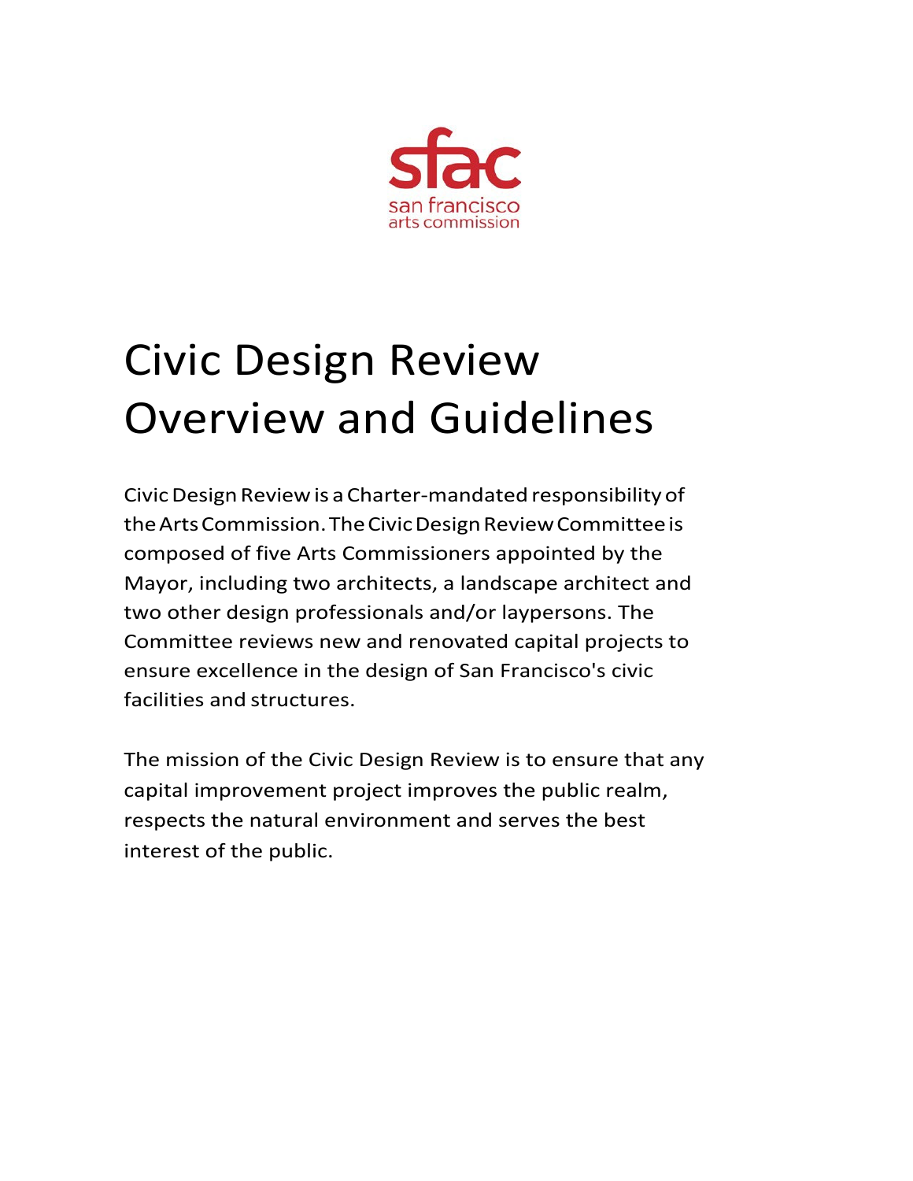sfac
san francisco
arts commission

# Civic Design Review Overview and Guidelines

Civic Design Review is a Charter-mandated responsibility of the Arts Commission. The Civic Design Review Committee is composed of five Arts Commissioners appointed by the Mayor, including two architects, a landscape architect and two other design professionals and/or laypersons. The Committee reviews new and renovated capital projects to ensure excellence in the design of San Francisco's civic facilities and structures.

The mission of the Civic Design Review is to ensure that any capital improvement project improves the public realm, respects the natural environment and serves the best interest of the public.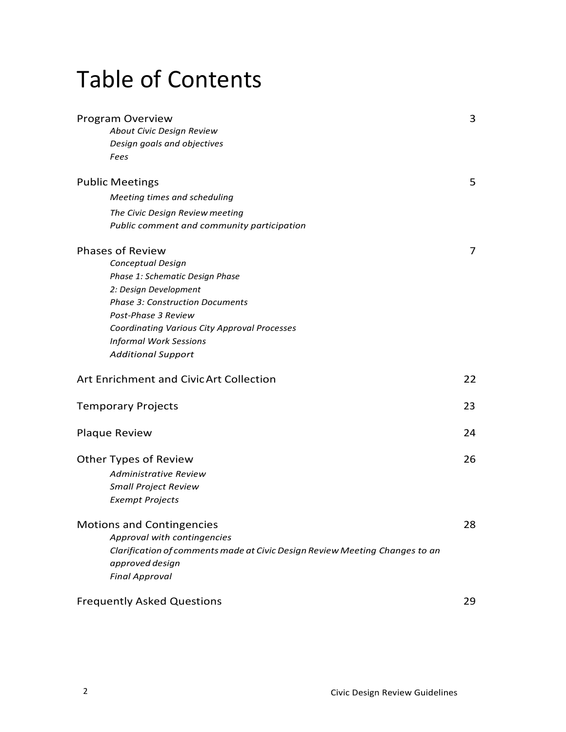# Table of Contents

| | |
|---|---|
| Program Overview | 3 |
| *About Civic Design Review* | |
| *Design goals and objectives* | |
| *Fees* | |
| Public Meetings | 5 |
| *Meeting times and scheduling* | |
| *The Civic Design Review meeting* | |
| *Public comment and community participation* | |
| Phases of Review | 7 |
| *Conceptual Design* | |
| *Phase 1: Schematic Design Phase* | |
| *2: Design Development* | |
| *Phase 3: Construction Documents* | |
| *Post-Phase 3 Review* | |
| *Coordinating Various City Approval Processes* | |
| *Informal Work Sessions* | |
| *Additional Support* | |
| Art Enrichment and Civic Art Collection | 22 |
| Temporary Projects | 23 |
| Plaque Review | 24 |
| Other Types of Review | 26 |
| *Administrative Review* | |
| *Small Project Review* | |
| *Exempt Projects* | |
| Motions and Contingencies | 28 |
| *Approval with contingencies* | |
| *Clarification of comments made at Civic Design Review Meeting Changes to an approved design* | |
| *Final Approval* | |
| Frequently Asked Questions | 29 |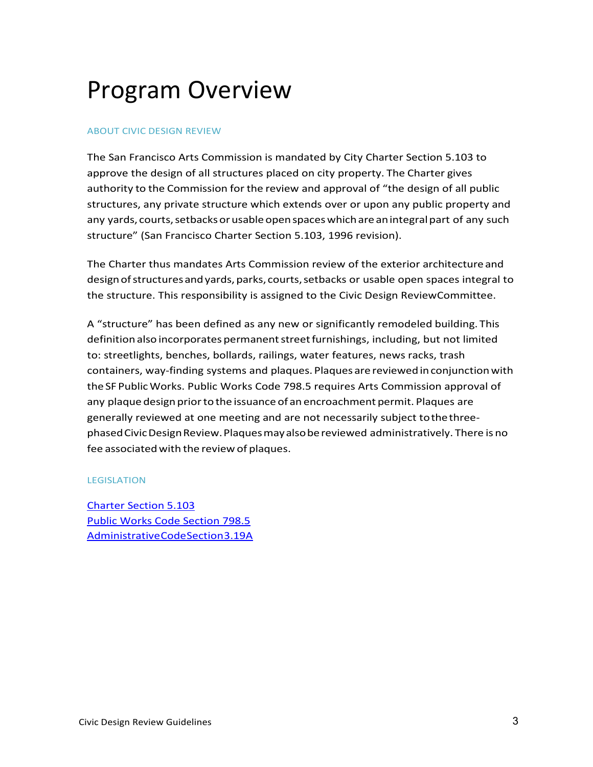# Program Overview

## ABOUT CIVIC DESIGN REVIEW

The San Francisco Arts Commission is mandated by City Charter Section 5.103 to approve the design of all structures placed on city property. The Charter gives authority to the Commission for the review and approval of "the design of all public structures, any private structure which extends over or upon any public property and any yards, courts, setbacks or usable open spaces which are an integral part of any such structure" (San Francisco Charter Section 5.103, 1996 revision).

The Charter thus mandates Arts Commission review of the exterior architecture and design of structures and yards, parks, courts, setbacks or usable open spaces integral to the structure. This responsibility is assigned to the Civic Design ReviewCommittee.

A "structure" has been defined as any new or significantly remodeled building. This definition also incorporates permanent street furnishings, including, but not limited to: streetlights, benches, bollards, railings, water features, news racks, trash containers, way-finding systems and plaques. Plaques are reviewed in conjunction with the SF Public Works. Public Works Code 798.5 requires Arts Commission approval of any plaque design prior to the issuance of an encroachment permit. Plaques are generally reviewed at one meeting and are not necessarily subject to the three-phased Civic Design Review. Plaques may also be reviewed administratively. There is no fee associated with the review of plaques.

## LEGISLATION

[Charter Section 5.103]
[Public Works Code Section 798.5]
[AdministrativeCodeSection3.19A]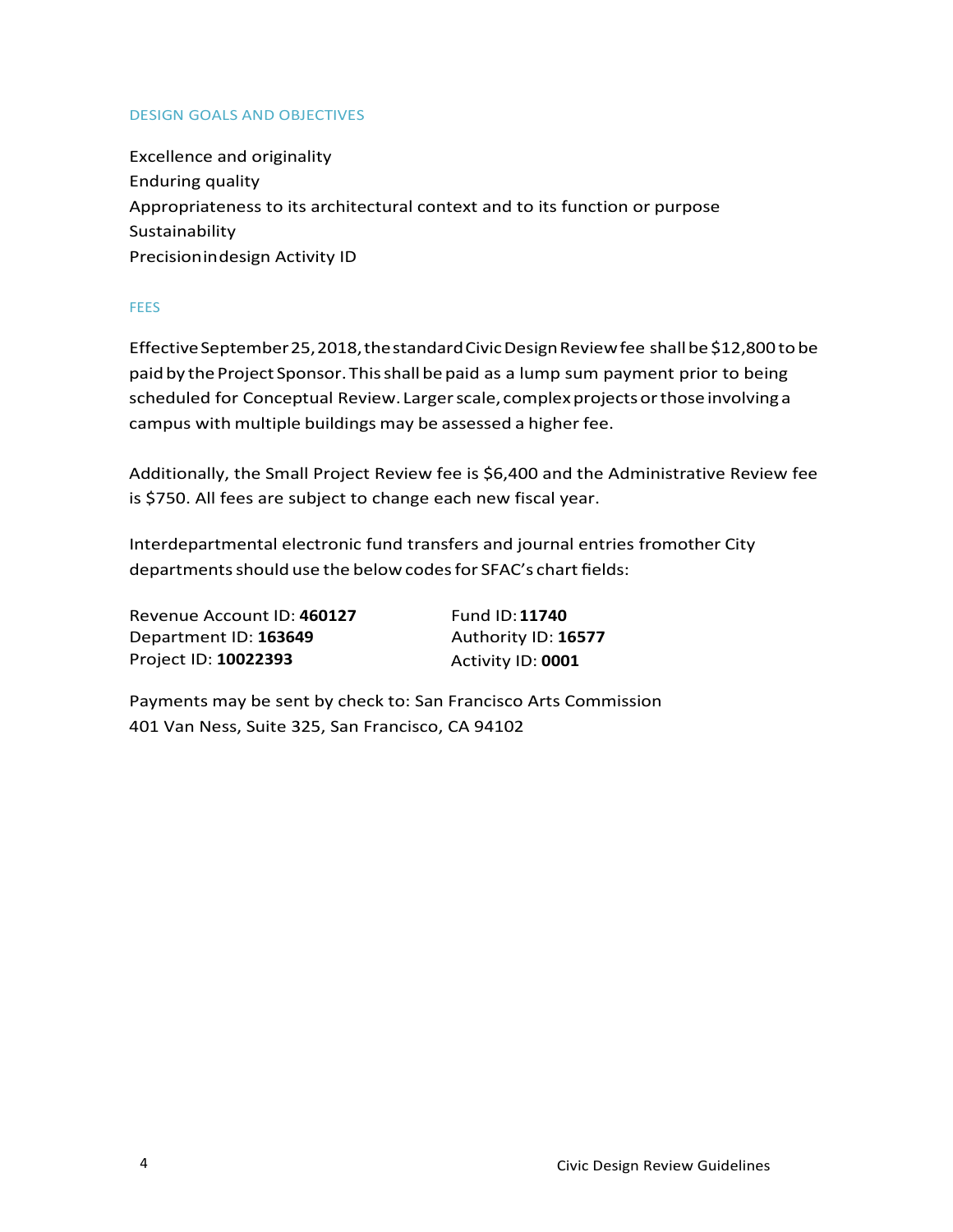## DESIGN GOALS AND OBJECTIVES

Excellence and originality
Enduring quality
Appropriateness to its architectural context and to its function or purpose
Sustainability
Precision in design Activity ID

## FEES

Effective September 25, 2018, the standard Civic Design Review fee shall be $12,800 to be paid by the Project Sponsor. This shall be paid as a lump sum payment prior to being scheduled for Conceptual Review. Larger scale, complex projects or those involving a campus with multiple buildings may be assessed a higher fee.

Additionally, the Small Project Review fee is $6,400 and the Administrative Review fee is $750. All fees are subject to change each new fiscal year.

Interdepartmental electronic fund transfers and journal entries from other City departments should use the below codes for SFAC's chart fields:

Revenue Account ID: **460127**
Department ID: **163649**
Project ID: **10022393**
Fund ID: **11740**
Authority ID: **16577**
Activity ID: **0001**

Payments may be sent by check to: San Francisco Arts Commission
401 Van Ness, Suite 325, San Francisco, CA 94102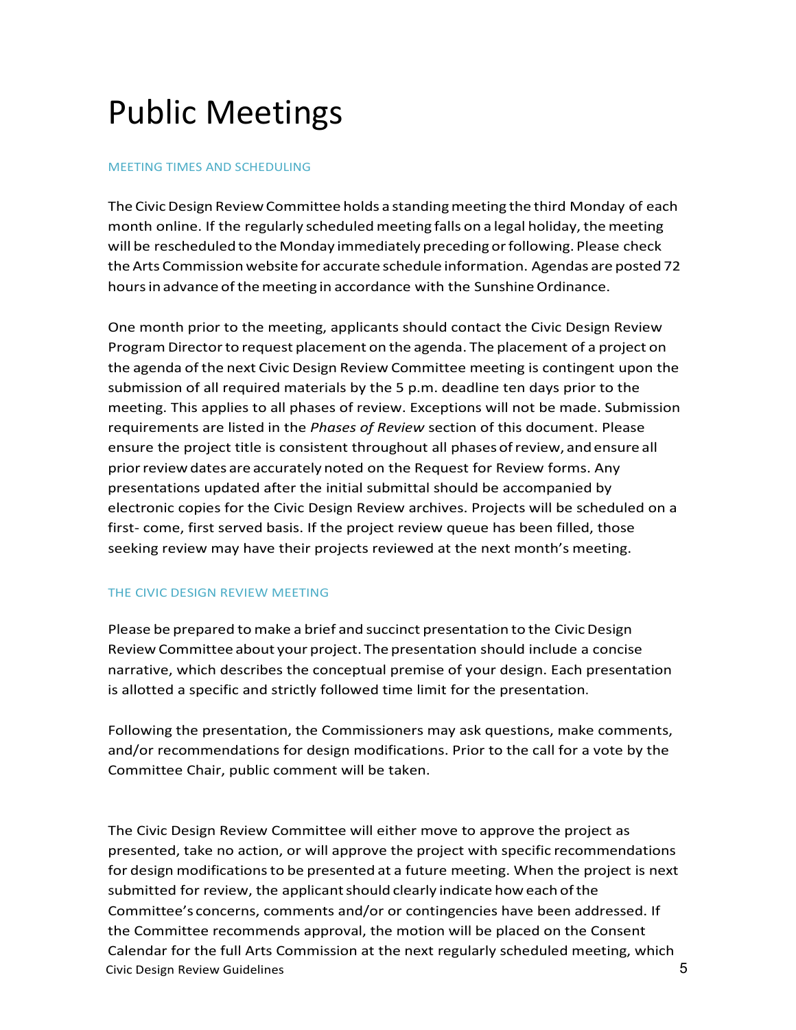# Public Meetings

## MEETING TIMES AND SCHEDULING

The Civic Design Review Committee holds a standing meeting the third Monday of each month online. If the regularly scheduled meeting falls on a legal holiday, the meeting will be rescheduled to the Monday immediately preceding or following. Please check the Arts Commission website for accurate schedule information. Agendas are posted 72 hours in advance of the meeting in accordance with the Sunshine Ordinance.

One month prior to the meeting, applicants should contact the Civic Design Review Program Director to request placement on the agenda. The placement of a project on the agenda of the next Civic Design Review Committee meeting is contingent upon the submission of all required materials by the 5 p.m. deadline ten days prior to the meeting. This applies to all phases of review. Exceptions will not be made. Submission requirements are listed in the *Phases of Review* section of this document. Please ensure the project title is consistent throughout all phases of review, and ensure all prior review dates are accurately noted on the Request for Review forms. Any presentations updated after the initial submittal should be accompanied by electronic copies for the Civic Design Review archives. Projects will be scheduled on a first- come, first served basis. If the project review queue has been filled, those seeking review may have their projects reviewed at the next month's meeting.

## THE CIVIC DESIGN REVIEW MEETING

Please be prepared to make a brief and succinct presentation to the Civic Design Review Committee about your project. The presentation should include a concise narrative, which describes the conceptual premise of your design. Each presentation is allotted a specific and strictly followed time limit for the presentation.

Following the presentation, the Commissioners may ask questions, make comments, and/or recommendations for design modifications. Prior to the call for a vote by the Committee Chair, public comment will be taken.

The Civic Design Review Committee will either move to approve the project as presented, take no action, or will approve the project with specific recommendations for design modifications to be presented at a future meeting. When the project is next submitted for review, the applicant should clearly indicate how each of the Committee's concerns, comments and/or or contingencies have been addressed. If the Committee recommends approval, the motion will be placed on the Consent Calendar for the full Arts Commission at the next regularly scheduled meeting, which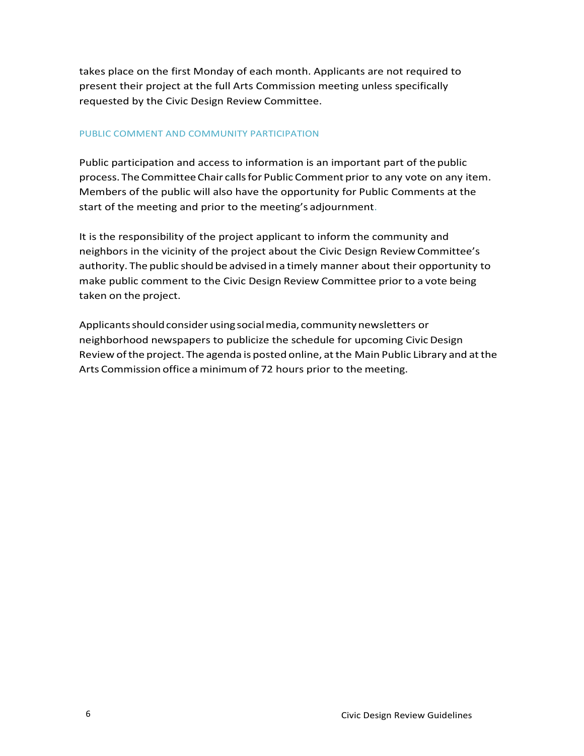takes place on the first Monday of each month. Applicants are not required to present their project at the full Arts Commission meeting unless specifically requested by the Civic Design Review Committee.

## PUBLIC COMMENT AND COMMUNITY PARTICIPATION

Public participation and access to information is an important part of the public process. The Committee Chair calls for Public Comment prior to any vote on any item. Members of the public will also have the opportunity for Public Comments at the start of the meeting and prior to the meeting's adjournment.

It is the responsibility of the project applicant to inform the community and neighbors in the vicinity of the project about the Civic Design Review Committee's authority. The public should be advised in a timely manner about their opportunity to make public comment to the Civic Design Review Committee prior to a vote being taken on the project.

Applicants should consider using social media, community newsletters or neighborhood newspapers to publicize the schedule for upcoming Civic Design Review of the project. The agenda is posted online, at the Main Public Library and at the Arts Commission office a minimum of 72 hours prior to the meeting.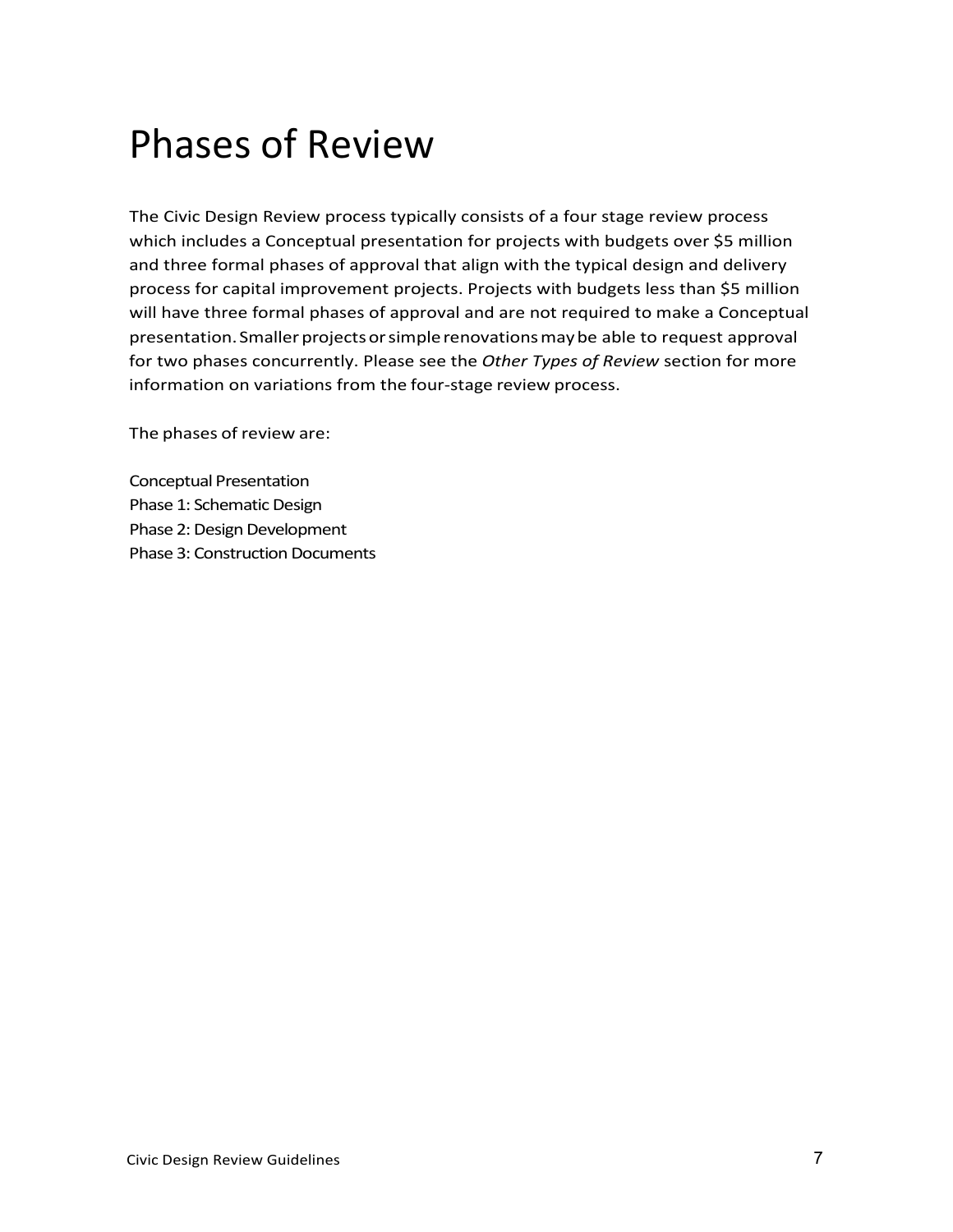# Phases of Review

The Civic Design Review process typically consists of a four stage review process which includes a Conceptual presentation for projects with budgets over $5 million and three formal phases of approval that align with the typical design and delivery process for capital improvement projects. Projects with budgets less than $5 million will have three formal phases of approval and are not required to make a Conceptual presentation. Smaller projects or simple renovations may be able to request approval for two phases concurrently. Please see the *Other Types of Review* section for more information on variations from the four-stage review process.

The phases of review are:

Conceptual Presentation
Phase 1: Schematic Design
Phase 2: Design Development
Phase 3: Construction Documents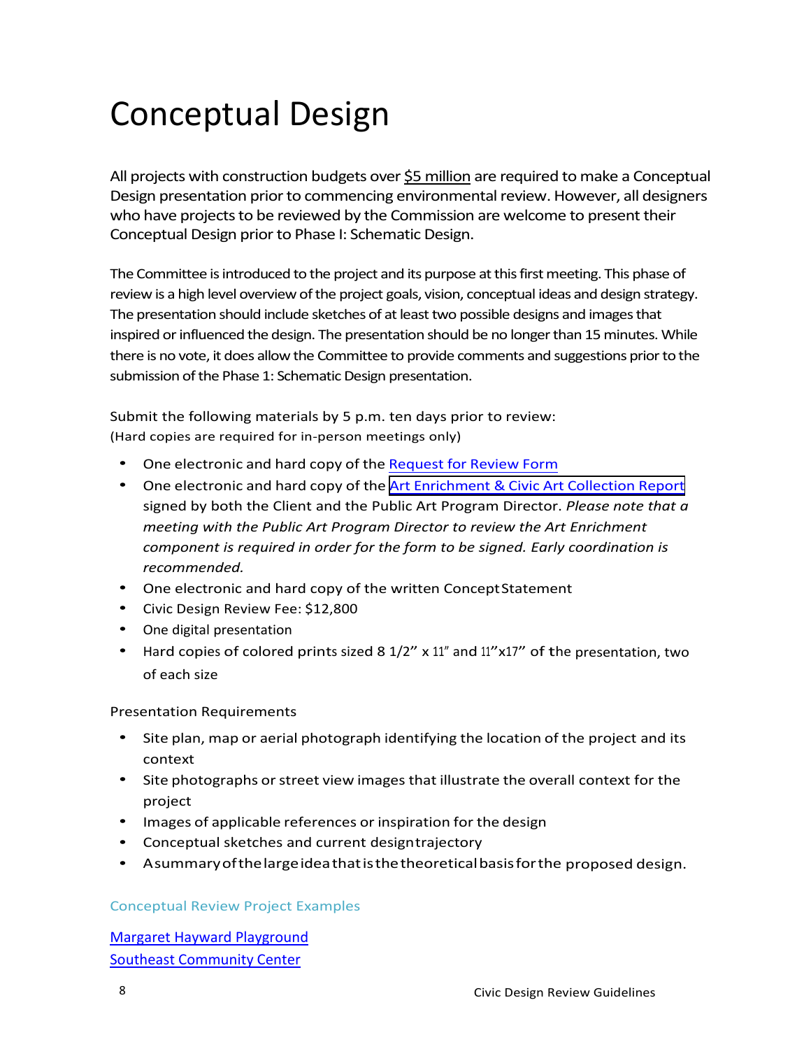# Conceptual Design

All projects with construction budgets over $5 million are required to make a Conceptual Design presentation prior to commencing environmental review. However, all designers who have projects to be reviewed by the Commission are welcome to present their Conceptual Design prior to Phase I: Schematic Design.

The Committee is introduced to the project and its purpose at this first meeting. This phase of review is a high level overview of the project goals, vision, conceptual ideas and design strategy. The presentation should include sketches of at least two possible designs and images that inspired or influenced the design. The presentation should be no longer than 15 minutes. While there is no vote, it does allow the Committee to provide comments and suggestions prior to the submission of the Phase 1: Schematic Design presentation.

Submit the following materials by 5 p.m. ten days prior to review:
(Hard copies are required for in-person meetings only)

- One electronic and hard copy of the Request for Review Form
- One electronic and hard copy of the Art Enrichment & Civic Art Collection Report signed by both the Client and the Public Art Program Director. *Please note that a meeting with the Public Art Program Director to review the Art Enrichment component is required in order for the form to be signed. Early coordination is recommended.*
- One electronic and hard copy of the written Concept Statement
- Civic Design Review Fee: $12,800
- One digital presentation
- Hard copies of colored prints sized 8 1/2" x 11" and 11"x17" of the presentation, two of each size

Presentation Requirements

- Site plan, map or aerial photograph identifying the location of the project and its context
- Site photographs or street view images that illustrate the overall context for the project
- Images of applicable references or inspiration for the design
- Conceptual sketches and current design trajectory
- A summary of the large idea that is the theoretical basis for the proposed design.

Conceptual Review Project Examples

Margaret Hayward Playground
Southeast Community Center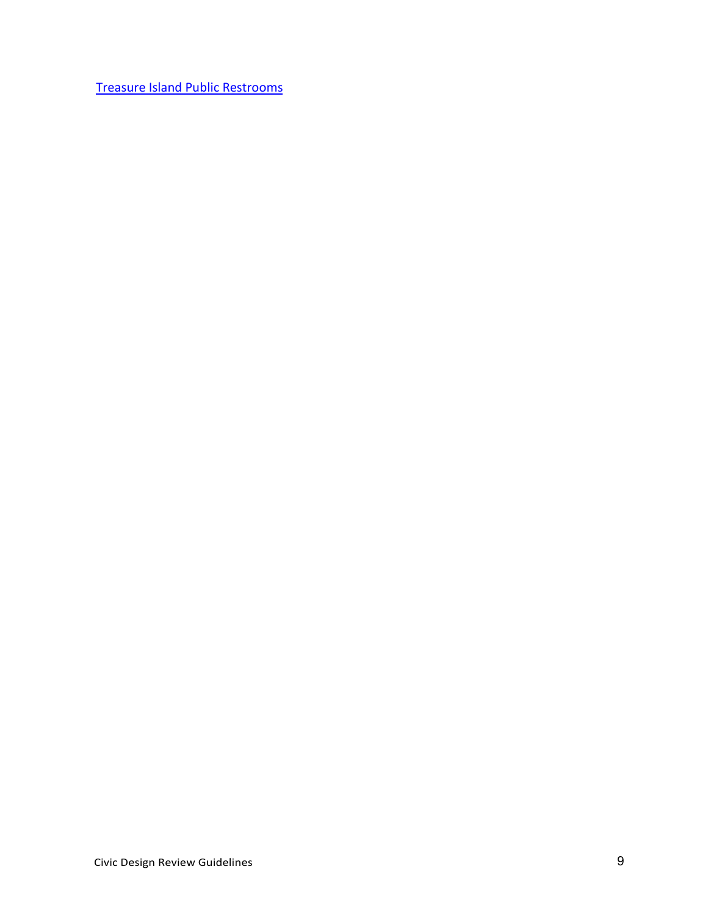[Treasure Island Public Restrooms]()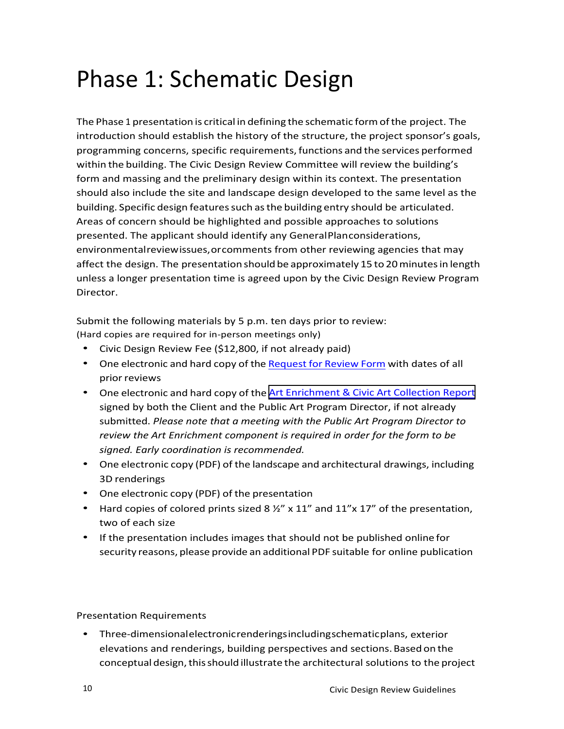# Phase 1: Schematic Design

The Phase 1 presentation is critical in defining the schematic form of the project. The introduction should establish the history of the structure, the project sponsor's goals, programming concerns, specific requirements, functions and the services performed within the building. The Civic Design Review Committee will review the building's form and massing and the preliminary design within its context. The presentation should also include the site and landscape design developed to the same level as the building. Specific design features such as the building entry should be articulated. Areas of concern should be highlighted and possible approaches to solutions presented. The applicant should identify any General Plan considerations, environmental review issues, or comments from other reviewing agencies that may affect the design. The presentation should be approximately 15 to 20 minutes in length unless a longer presentation time is agreed upon by the Civic Design Review Program Director.

Submit the following materials by 5 p.m. ten days prior to review:
(Hard copies are required for in-person meetings only)

- Civic Design Review Fee ($12,800, if not already paid)
- One electronic and hard copy of the Request for Review Form with dates of all prior reviews
- One electronic and hard copy of the Art Enrichment & Civic Art Collection Report signed by both the Client and the Public Art Program Director, if not already submitted. *Please note that a meeting with the Public Art Program Director to review the Art Enrichment component is required in order for the form to be signed. Early coordination is recommended.*
- One electronic copy (PDF) of the landscape and architectural drawings, including 3D renderings
- One electronic copy (PDF) of the presentation
- Hard copies of colored prints sized 8 ½" x 11" and 11"x 17" of the presentation, two of each size
- If the presentation includes images that should not be published online for security reasons, please provide an additional PDF suitable for online publication

Presentation Requirements

- Three-dimensional electronic renderings including schematic plans, exterior elevations and renderings, building perspectives and sections. Based on the conceptual design, this should illustrate the architectural solutions to the project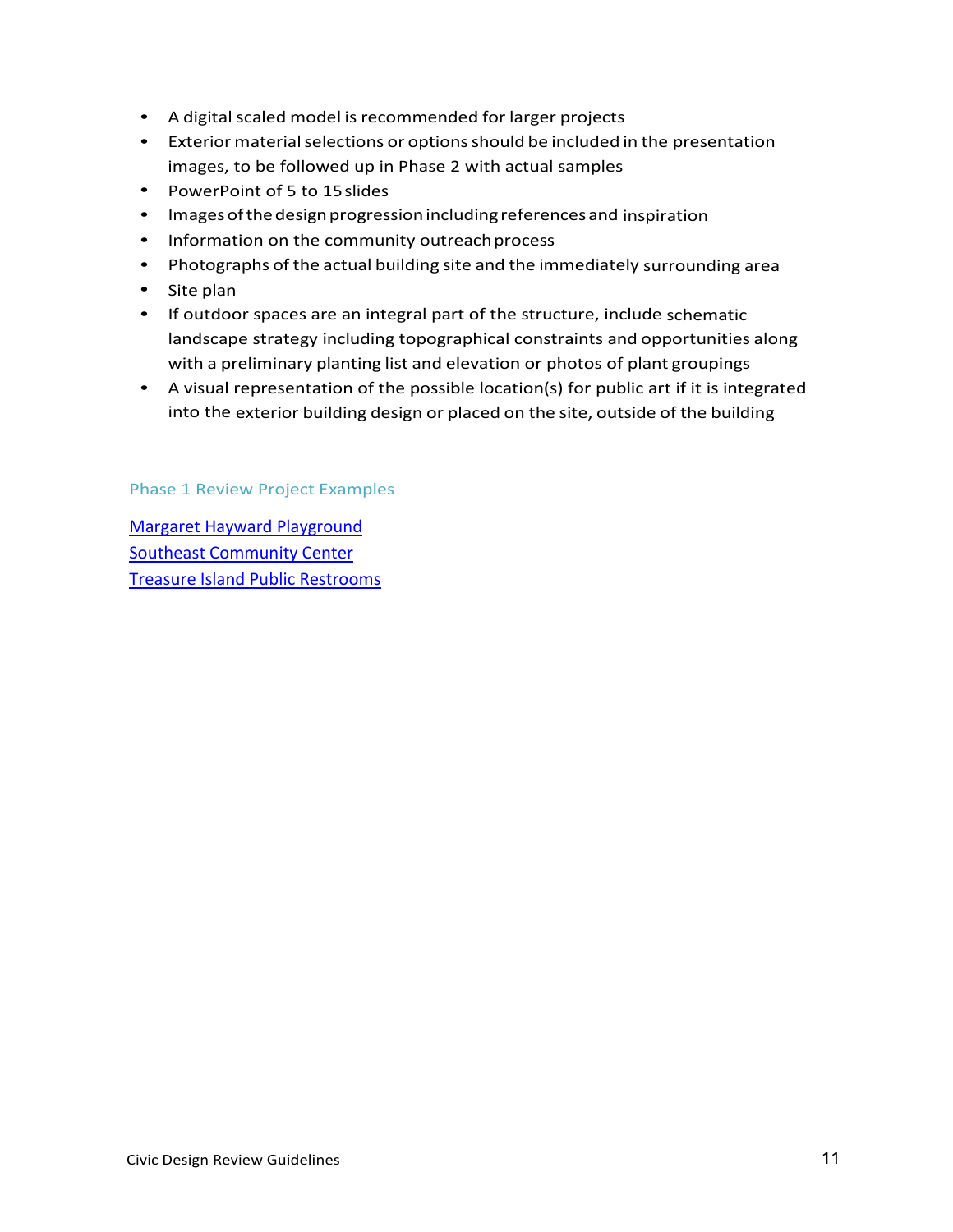- A digital scaled model is recommended for larger projects
- Exterior material selections or options should be included in the presentation images, to be followed up in Phase 2 with actual samples
- PowerPoint of 5 to 15 slides
- Images of the design progression including references and inspiration
- Information on the community outreach process
- Photographs of the actual building site and the immediately surrounding area
- Site plan
- If outdoor spaces are an integral part of the structure, include schematic landscape strategy including topographical constraints and opportunities along with a preliminary planting list and elevation or photos of plant groupings
- A visual representation of the possible location(s) for public art if it is integrated into the exterior building design or placed on the site, outside of the building

### Phase 1 Review Project Examples

Margaret Hayward Playground
Southeast Community Center
Treasure Island Public Restrooms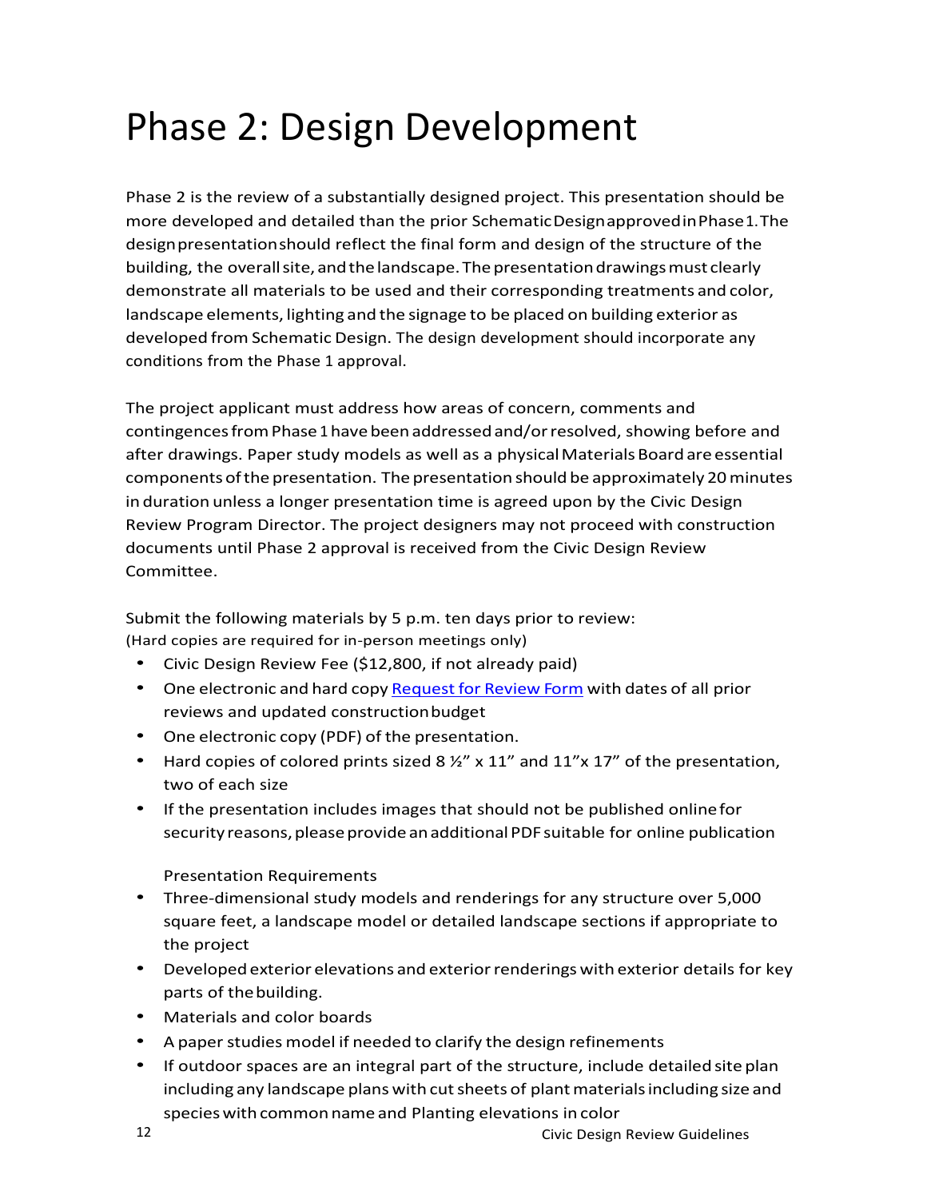# Phase 2: Design Development

Phase 2 is the review of a substantially designed project. This presentation should be more developed and detailed than the prior Schematic Design approved in Phase 1. The design presentation should reflect the final form and design of the structure of the building, the overall site, and the landscape. The presentation drawings must clearly demonstrate all materials to be used and their corresponding treatments and color, landscape elements, lighting and the signage to be placed on building exterior as developed from Schematic Design. The design development should incorporate any conditions from the Phase 1 approval.

The project applicant must address how areas of concern, comments and contingences from Phase 1 have been addressed and/or resolved, showing before and after drawings. Paper study models as well as a physical Materials Board are essential components of the presentation. The presentation should be approximately 20 minutes in duration unless a longer presentation time is agreed upon by the Civic Design Review Program Director. The project designers may not proceed with construction documents until Phase 2 approval is received from the Civic Design Review Committee.

Submit the following materials by 5 p.m. ten days prior to review:
(Hard copies are required for in-person meetings only)

- Civic Design Review Fee ($12,800, if not already paid)
- One electronic and hard copy Request for Review Form with dates of all prior reviews and updated construction budget
- One electronic copy (PDF) of the presentation.
- Hard copies of colored prints sized 8 ½" x 11" and 11"x 17" of the presentation, two of each size
- If the presentation includes images that should not be published online for security reasons, please provide an additional PDF suitable for online publication

Presentation Requirements

- Three-dimensional study models and renderings for any structure over 5,000 square feet, a landscape model or detailed landscape sections if appropriate to the project
- Developed exterior elevations and exterior renderings with exterior details for key parts of the building.
- Materials and color boards
- A paper studies model if needed to clarify the design refinements
- If outdoor spaces are an integral part of the structure, include detailed site plan including any landscape plans with cut sheets of plant materials including size and species with common name and Planting elevations in color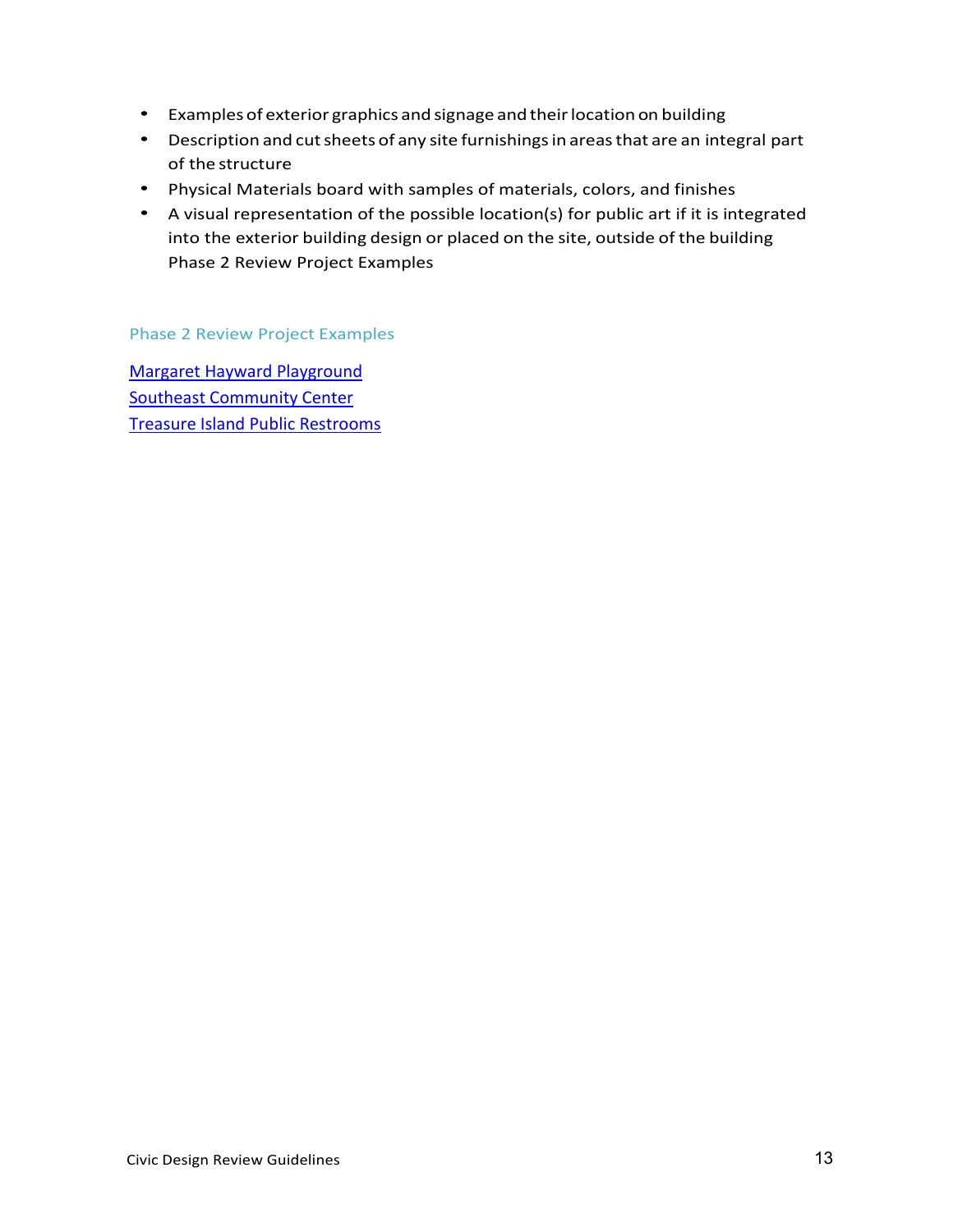- Examples of exterior graphics and signage and their location on building
- Description and cut sheets of any site furnishings in areas that are an integral part of the structure
- Physical Materials board with samples of materials, colors, and finishes
- A visual representation of the possible location(s) for public art if it is integrated into the exterior building design or placed on the site, outside of the building Phase 2 Review Project Examples

### Phase 2 Review Project Examples

Margaret Hayward Playground
Southeast Community Center
Treasure Island Public Restrooms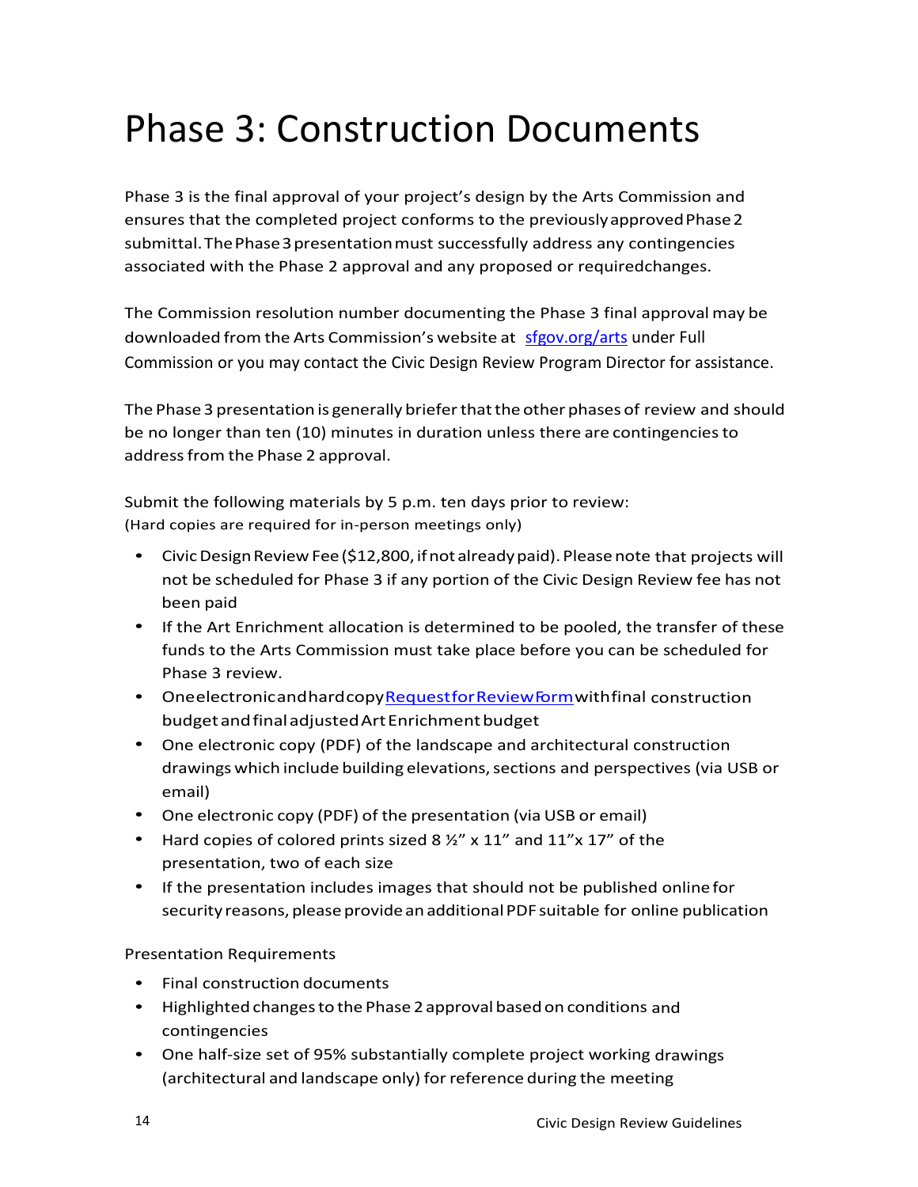# Phase 3: Construction Documents

Phase 3 is the final approval of your project's design by the Arts Commission and ensures that the completed project conforms to the previously approved Phase 2 submittal. The Phase 3 presentation must successfully address any contingencies associated with the Phase 2 approval and any proposed or requiredchanges.

The Commission resolution number documenting the Phase 3 final approval may be downloaded from the Arts Commission's website at [sfgov.org/arts](sfgov.org/arts) under Full Commission or you may contact the Civic Design Review Program Director for assistance.

The Phase 3 presentation is generally briefer that the other phases of review and should be no longer than ten (10) minutes in duration unless there are contingencies to address from the Phase 2 approval.

Submit the following materials by 5 p.m. ten days prior to review:
(Hard copies are required for in-person meetings only)

- Civic Design Review Fee ($12,800, if not already paid). Please note that projects will not be scheduled for Phase 3 if any portion of the Civic Design Review fee has not been paid
- If the Art Enrichment allocation is determined to be pooled, the transfer of these funds to the Arts Commission must take place before you can be scheduled for Phase 3 review.
- One electronic and hard copy Request for Review Form with final construction budget and final adjusted Art Enrichment budget
- One electronic copy (PDF) of the landscape and architectural construction drawings which include building elevations, sections and perspectives (via USB or email)
- One electronic copy (PDF) of the presentation (via USB or email)
- Hard copies of colored prints sized 8 ½" x 11" and 11"x 17" of the presentation, two of each size
- If the presentation includes images that should not be published online for security reasons, please provide an additional PDF suitable for online publication

Presentation Requirements

- Final construction documents
- Highlighted changes to the Phase 2 approval based on conditions and contingencies
- One half-size set of 95% substantially complete project working drawings (architectural and landscape only) for reference during the meeting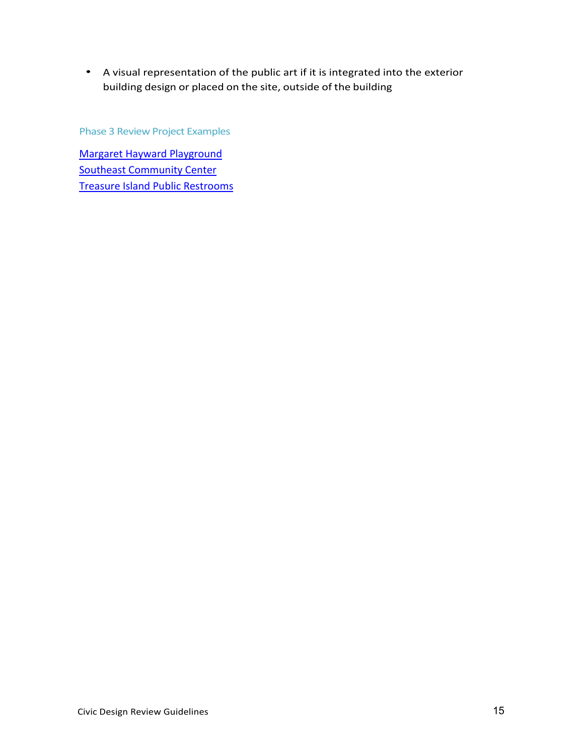- A visual representation of the public art if it is integrated into the exterior building design or placed on the site, outside of the building

### Phase 3 Review Project Examples

Margaret Hayward Playground
Southeast Community Center
Treasure Island Public Restrooms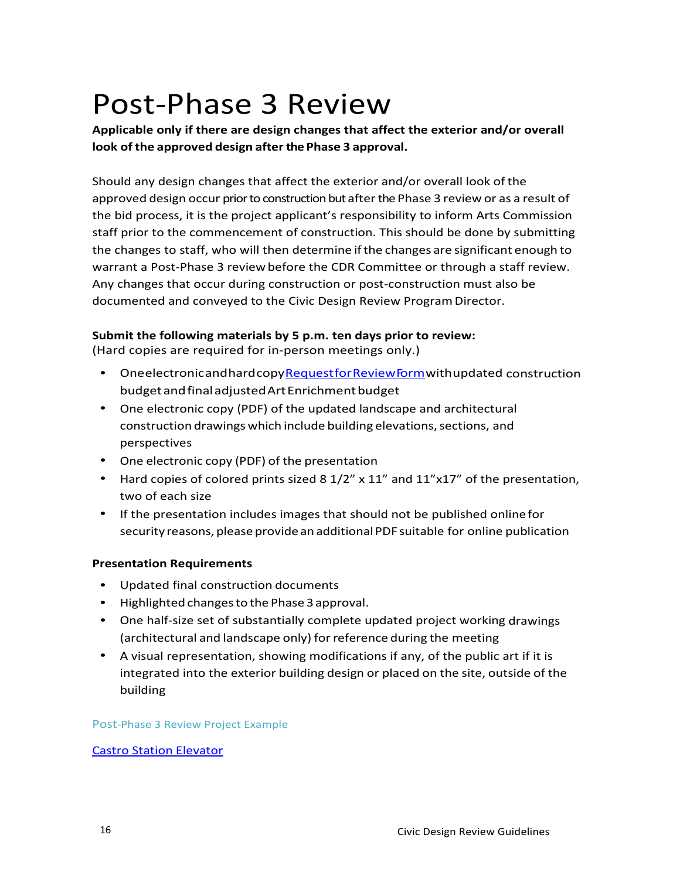# Post-Phase 3 Review

**Applicable only if there are design changes that affect the exterior and/or overall look of the approved design after the Phase 3 approval.**

Should any design changes that affect the exterior and/or overall look of the approved design occur prior to construction but after the Phase 3 review or as a result of the bid process, it is the project applicant's responsibility to inform Arts Commission staff prior to the commencement of construction. This should be done by submitting the changes to staff, who will then determine if the changes are significant enough to warrant a Post-Phase 3 review before the CDR Committee or through a staff review. Any changes that occur during construction or post-construction must also be documented and conveyed to the Civic Design Review Program Director.

**Submit the following materials by 5 p.m. ten days prior to review:**
(Hard copies are required for in-person meetings only.)

- One electronic and hard copy [Request for Review Form]() with updated construction budget and final adjusted Art Enrichment budget
- One electronic copy (PDF) of the updated landscape and architectural construction drawings which include building elevations, sections, and perspectives
- One electronic copy (PDF) of the presentation
- Hard copies of colored prints sized 8 1/2" x 11" and 11"x17" of the presentation, two of each size
- If the presentation includes images that should not be published online for security reasons, please provide an additional PDF suitable for online publication

**Presentation Requirements**

- Updated final construction documents
- Highlighted changes to the Phase 3 approval.
- One half-size set of substantially complete updated project working drawings (architectural and landscape only) for reference during the meeting
- A visual representation, showing modifications if any, of the public art if it is integrated into the exterior building design or placed on the site, outside of the building

Post-Phase 3 Review Project Example

[Castro Station Elevator]()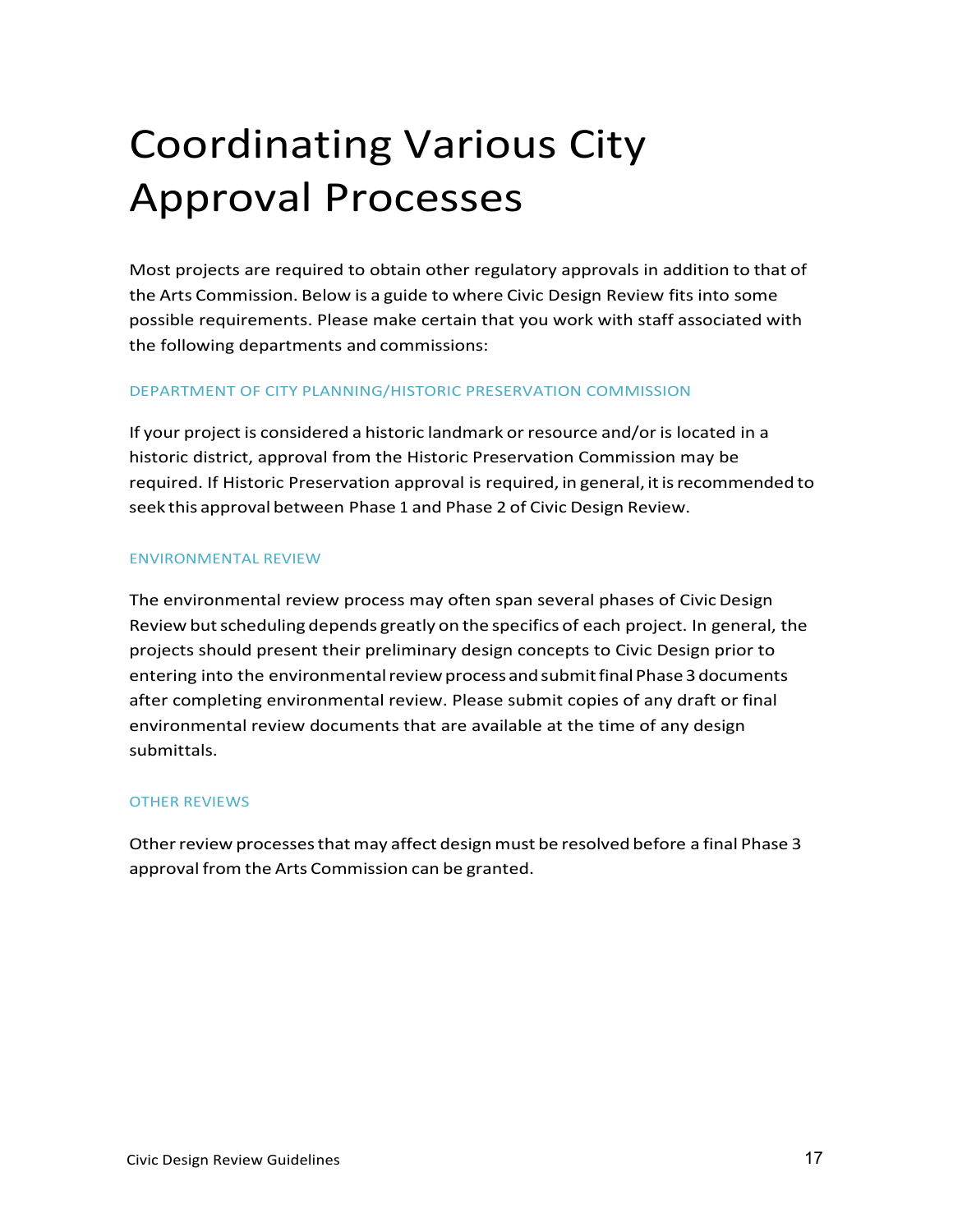# Coordinating Various City Approval Processes

Most projects are required to obtain other regulatory approvals in addition to that of the Arts Commission. Below is a guide to where Civic Design Review fits into some possible requirements. Please make certain that you work with staff associated with the following departments and commissions:

### DEPARTMENT OF CITY PLANNING/HISTORIC PRESERVATION COMMISSION

If your project is considered a historic landmark or resource and/or is located in a historic district, approval from the Historic Preservation Commission may be required. If Historic Preservation approval is required, in general, it is recommended to seek this approval between Phase 1 and Phase 2 of Civic Design Review.

### ENVIRONMENTAL REVIEW

The environmental review process may often span several phases of Civic Design Review but scheduling depends greatly on the specifics of each project. In general, the projects should present their preliminary design concepts to Civic Design prior to entering into the environmental review process and submit final Phase 3 documents after completing environmental review. Please submit copies of any draft or final environmental review documents that are available at the time of any design submittals.

### OTHER REVIEWS

Other review processes that may affect design must be resolved before a final Phase 3 approval from the Arts Commission can be granted.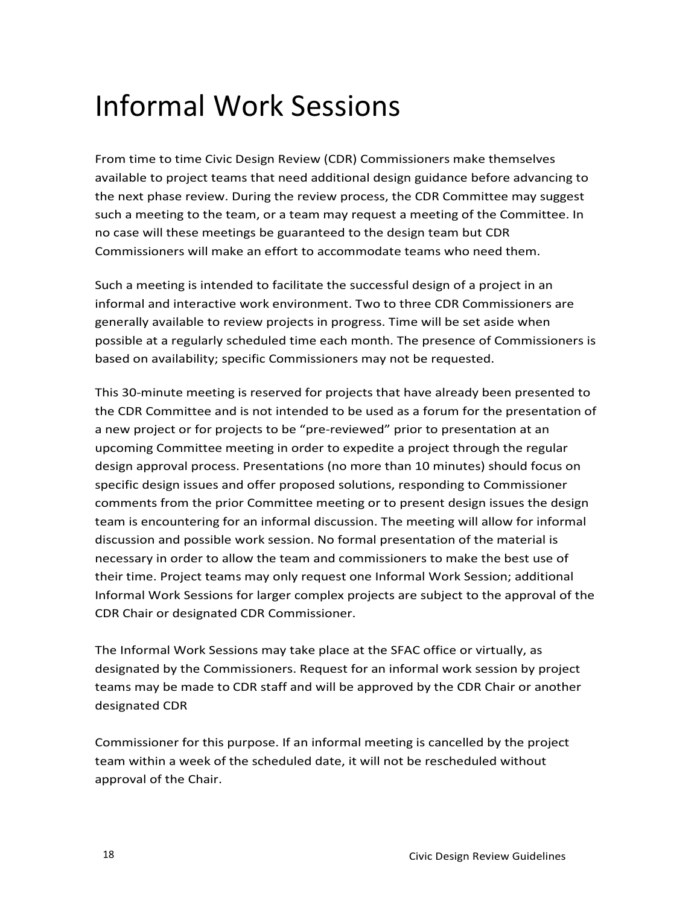# Informal Work Sessions

From time to time Civic Design Review (CDR) Commissioners make themselves available to project teams that need additional design guidance before advancing to the next phase review. During the review process, the CDR Committee may suggest such a meeting to the team, or a team may request a meeting of the Committee. In no case will these meetings be guaranteed to the design team but CDR Commissioners will make an effort to accommodate teams who need them.

Such a meeting is intended to facilitate the successful design of a project in an informal and interactive work environment. Two to three CDR Commissioners are generally available to review projects in progress. Time will be set aside when possible at a regularly scheduled time each month. The presence of Commissioners is based on availability; specific Commissioners may not be requested.

This 30-minute meeting is reserved for projects that have already been presented to the CDR Committee and is not intended to be used as a forum for the presentation of a new project or for projects to be "pre-reviewed" prior to presentation at an upcoming Committee meeting in order to expedite a project through the regular design approval process. Presentations (no more than 10 minutes) should focus on specific design issues and offer proposed solutions, responding to Commissioner comments from the prior Committee meeting or to present design issues the design team is encountering for an informal discussion. The meeting will allow for informal discussion and possible work session. No formal presentation of the material is necessary in order to allow the team and commissioners to make the best use of their time. Project teams may only request one Informal Work Session; additional Informal Work Sessions for larger complex projects are subject to the approval of the CDR Chair or designated CDR Commissioner.

The Informal Work Sessions may take place at the SFAC office or virtually, as designated by the Commissioners. Request for an informal work session by project teams may be made to CDR staff and will be approved by the CDR Chair or another designated CDR

Commissioner for this purpose. If an informal meeting is cancelled by the project team within a week of the scheduled date, it will not be rescheduled without approval of the Chair.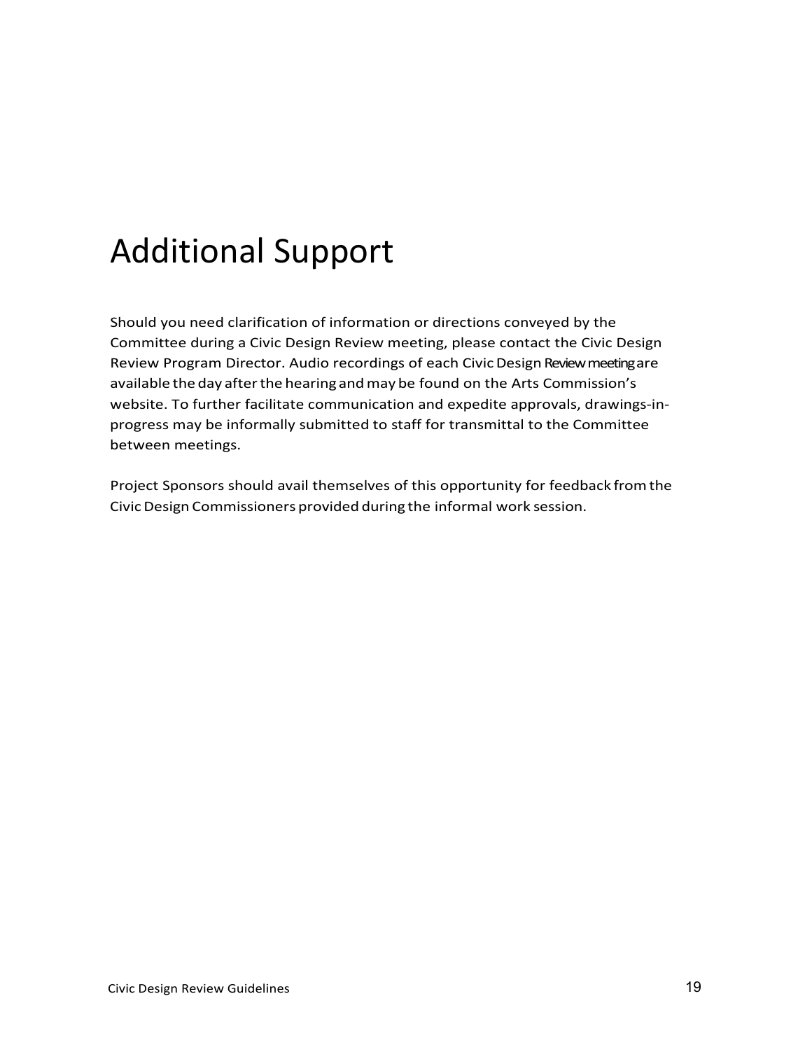# Additional Support

Should you need clarification of information or directions conveyed by the Committee during a Civic Design Review meeting, please contact the Civic Design Review Program Director. Audio recordings of each Civic Design Review meeting are available the day after the hearing and may be found on the Arts Commission's website. To further facilitate communication and expedite approvals, drawings-in-progress may be informally submitted to staff for transmittal to the Committee between meetings.

Project Sponsors should avail themselves of this opportunity for feedback from the Civic Design Commissioners provided during the informal work session.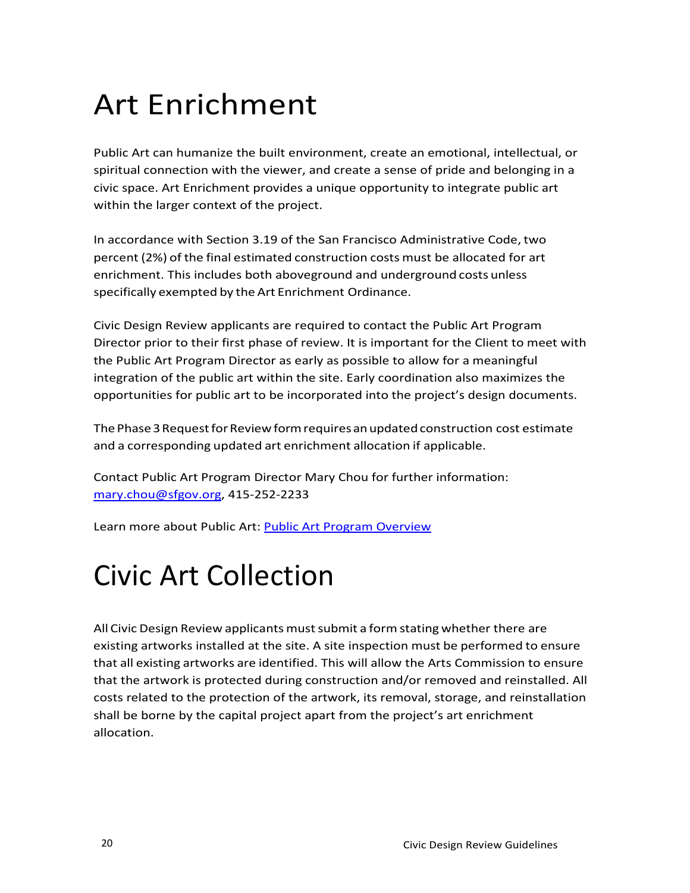# Art Enrichment

Public Art can humanize the built environment, create an emotional, intellectual, or spiritual connection with the viewer, and create a sense of pride and belonging in a civic space. Art Enrichment provides a unique opportunity to integrate public art within the larger context of the project.

In accordance with Section 3.19 of the San Francisco Administrative Code, two percent (2%) of the final estimated construction costs must be allocated for art enrichment. This includes both aboveground and underground costs unless specifically exempted by the Art Enrichment Ordinance.

Civic Design Review applicants are required to contact the Public Art Program Director prior to their first phase of review. It is important for the Client to meet with the Public Art Program Director as early as possible to allow for a meaningful integration of the public art within the site. Early coordination also maximizes the opportunities for public art to be incorporated into the project's design documents.

The Phase 3 Request for Review form requires an updated construction cost estimate and a corresponding updated art enrichment allocation if applicable.

Contact Public Art Program Director Mary Chou for further information: mary.chou@sfgov.org, 415-252-2233

Learn more about Public Art: Public Art Program Overview

# Civic Art Collection

All Civic Design Review applicants must submit a form stating whether there are existing artworks installed at the site. A site inspection must be performed to ensure that all existing artworks are identified. This will allow the Arts Commission to ensure that the artwork is protected during construction and/or removed and reinstalled. All costs related to the protection of the artwork, its removal, storage, and reinstallation shall be borne by the capital project apart from the project's art enrichment allocation.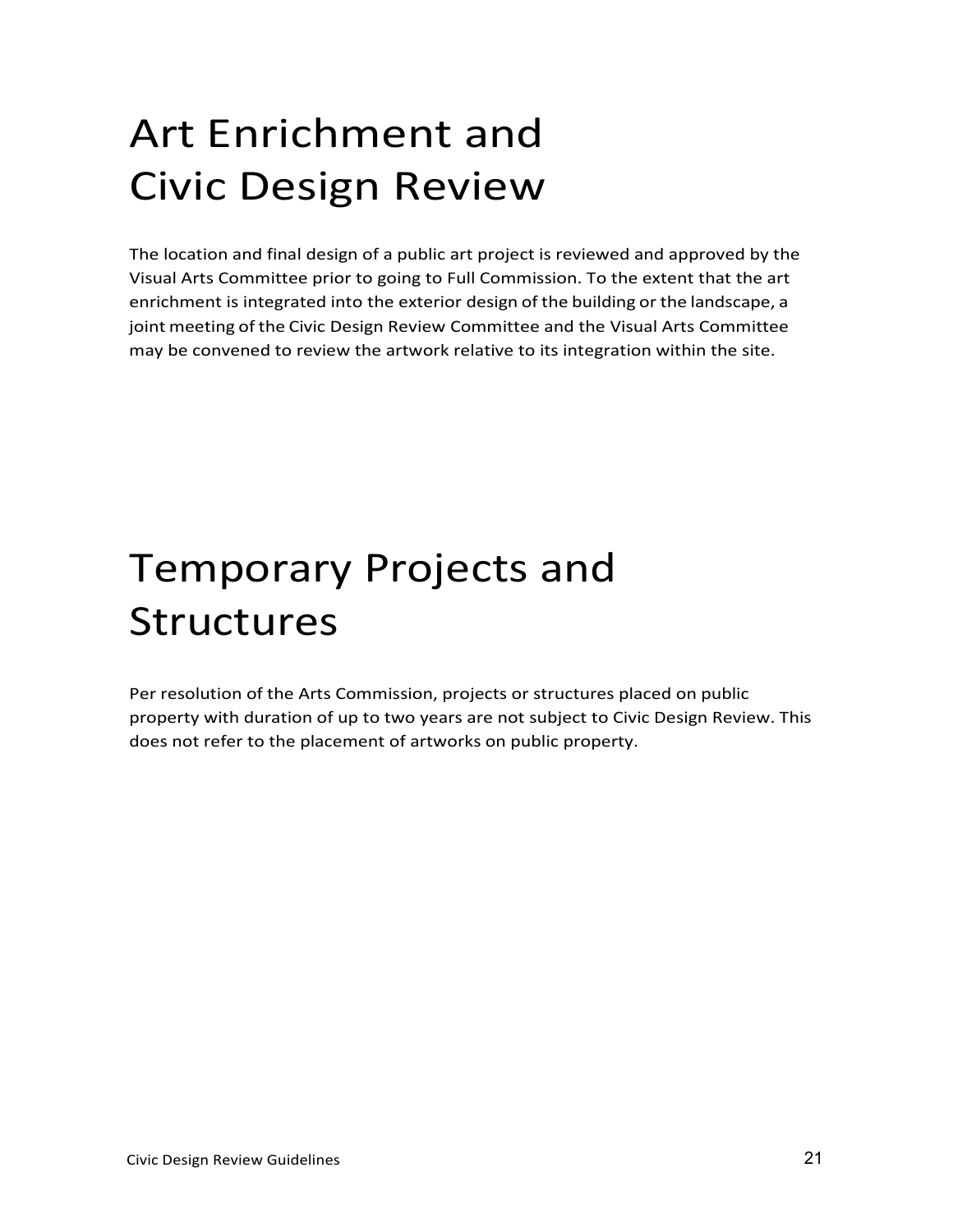# Art Enrichment and Civic Design Review

The location and final design of a public art project is reviewed and approved by the Visual Arts Committee prior to going to Full Commission. To the extent that the art enrichment is integrated into the exterior design of the building or the landscape, a joint meeting of the Civic Design Review Committee and the Visual Arts Committee may be convened to review the artwork relative to its integration within the site.

# Temporary Projects and Structures

Per resolution of the Arts Commission, projects or structures placed on public property with duration of up to two years are not subject to Civic Design Review. This does not refer to the placement of artworks on public property.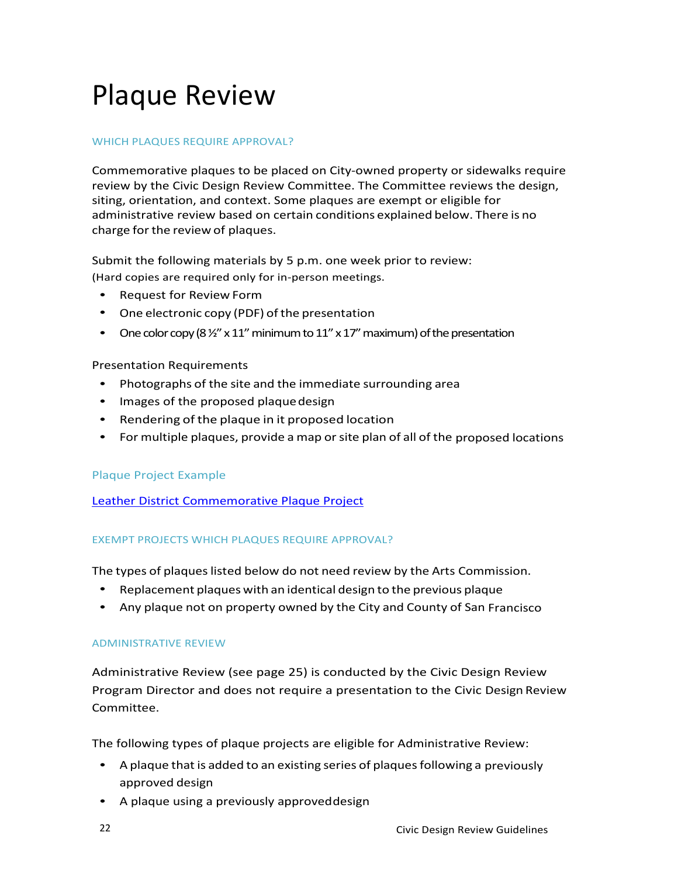# Plaque Review

## WHICH PLAQUES REQUIRE APPROVAL?

Commemorative plaques to be placed on City-owned property or sidewalks require review by the Civic Design Review Committee. The Committee reviews the design, siting, orientation, and context. Some plaques are exempt or eligible for administrative review based on certain conditions explained below. There is no charge for the review of plaques.

Submit the following materials by 5 p.m. one week prior to review:
(Hard copies are required only for in-person meetings.

- Request for Review Form
- One electronic copy (PDF) of the presentation
- One color copy (8 ½" x 11" minimum to 11" x 17" maximum) of the presentation

Presentation Requirements

- Photographs of the site and the immediate surrounding area
- Images of the proposed plaque design
- Rendering of the plaque in it proposed location
- For multiple plaques, provide a map or site plan of all of the proposed locations

### Plaque Project Example

[Leather District Commemorative Plaque Project]

## EXEMPT PROJECTS WHICH PLAQUES REQUIRE APPROVAL?

The types of plaques listed below do not need review by the Arts Commission.

- Replacement plaques with an identical design to the previous plaque
- Any plaque not on property owned by the City and County of San Francisco

## ADMINISTRATIVE REVIEW

Administrative Review (see page 25) is conducted by the Civic Design Review Program Director and does not require a presentation to the Civic Design Review Committee.

The following types of plaque projects are eligible for Administrative Review:

- A plaque that is added to an existing series of plaques following a previously approved design
- A plaque using a previously approved design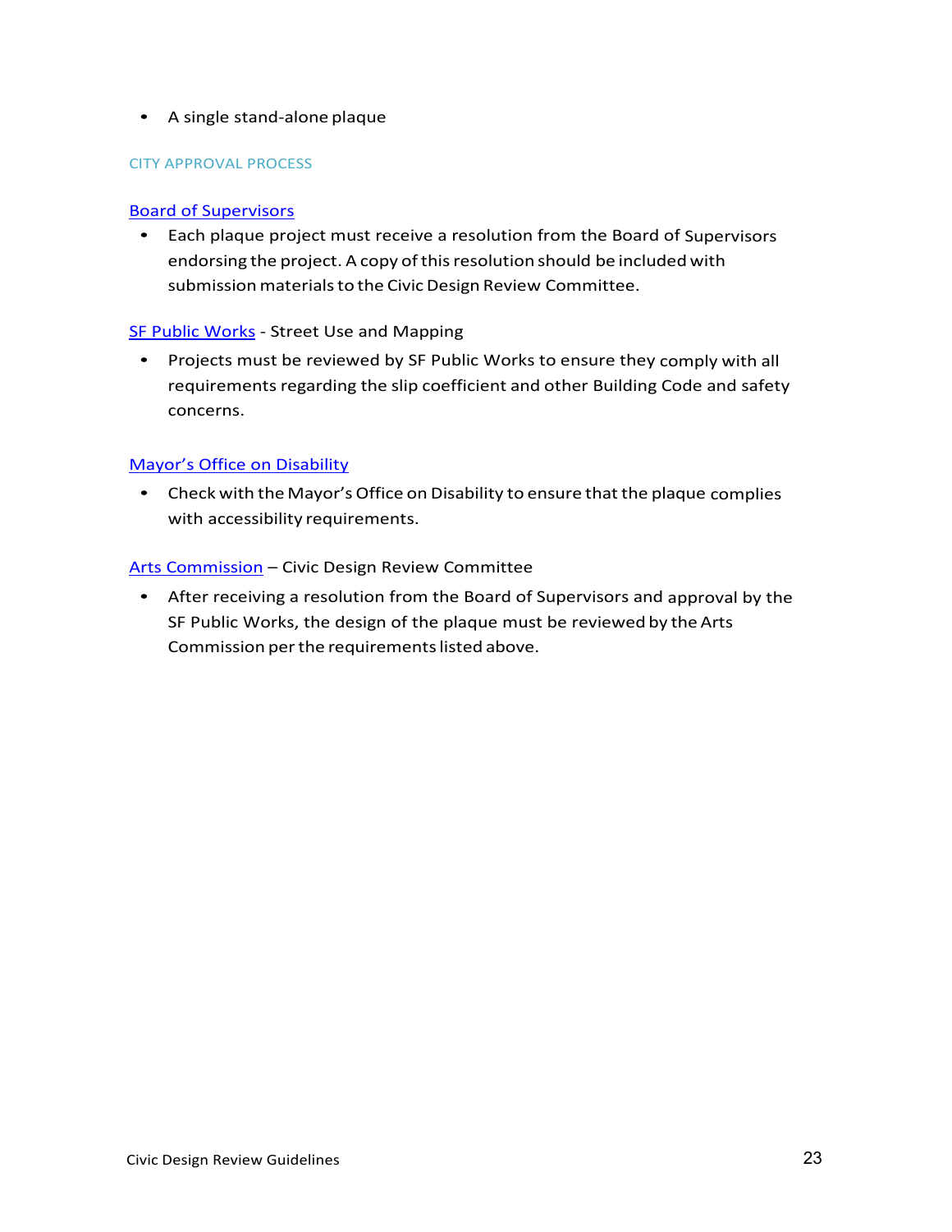- A single stand-alone plaque

### CITY APPROVAL PROCESS

Board of Supervisors

- Each plaque project must receive a resolution from the Board of Supervisors endorsing the project. A copy of this resolution should be included with submission materials to the Civic Design Review Committee.

SF Public Works - Street Use and Mapping

- Projects must be reviewed by SF Public Works to ensure they comply with all requirements regarding the slip coefficient and other Building Code and safety concerns.

Mayor's Office on Disability

- Check with the Mayor's Office on Disability to ensure that the plaque complies with accessibility requirements.

Arts Commission – Civic Design Review Committee

- After receiving a resolution from the Board of Supervisors and approval by the SF Public Works, the design of the plaque must be reviewed by the Arts Commission per the requirements listed above.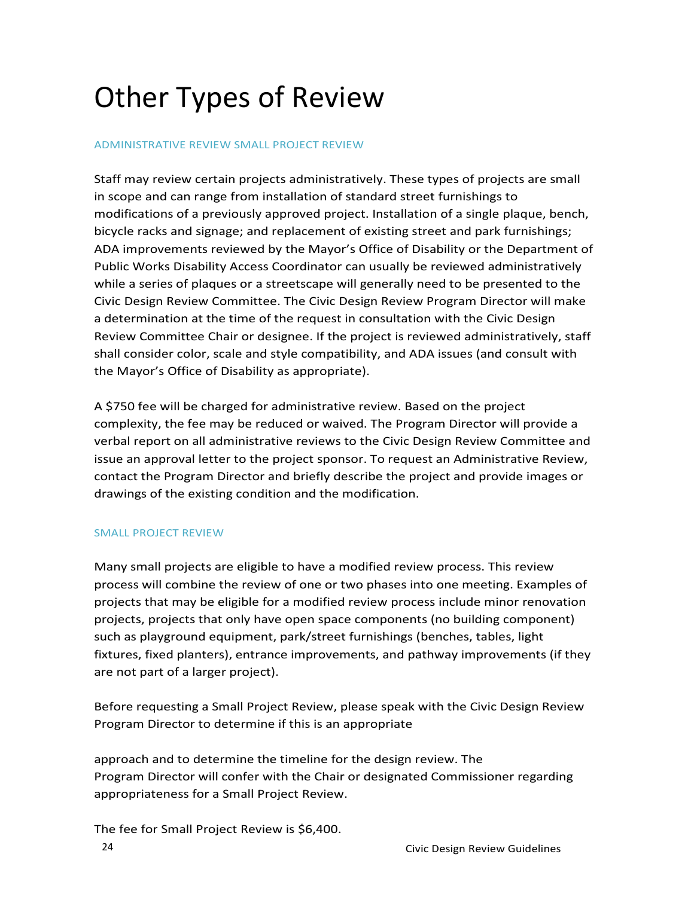# Other Types of Review

### ADMINISTRATIVE REVIEW SMALL PROJECT REVIEW

Staff may review certain projects administratively. These types of projects are small in scope and can range from installation of standard street furnishings to modifications of a previously approved project. Installation of a single plaque, bench, bicycle racks and signage; and replacement of existing street and park furnishings; ADA improvements reviewed by the Mayor's Office of Disability or the Department of Public Works Disability Access Coordinator can usually be reviewed administratively while a series of plaques or a streetscape will generally need to be presented to the Civic Design Review Committee. The Civic Design Review Program Director will make a determination at the time of the request in consultation with the Civic Design Review Committee Chair or designee. If the project is reviewed administratively, staff shall consider color, scale and style compatibility, and ADA issues (and consult with the Mayor's Office of Disability as appropriate).

A $750 fee will be charged for administrative review. Based on the project complexity, the fee may be reduced or waived. The Program Director will provide a verbal report on all administrative reviews to the Civic Design Review Committee and issue an approval letter to the project sponsor. To request an Administrative Review, contact the Program Director and briefly describe the project and provide images or drawings of the existing condition and the modification.

### SMALL PROJECT REVIEW

Many small projects are eligible to have a modified review process. This review process will combine the review of one or two phases into one meeting. Examples of projects that may be eligible for a modified review process include minor renovation projects, projects that only have open space components (no building component) such as playground equipment, park/street furnishings (benches, tables, light fixtures, fixed planters), entrance improvements, and pathway improvements (if they are not part of a larger project).

Before requesting a Small Project Review, please speak with the Civic Design Review Program Director to determine if this is an appropriate

approach and to determine the timeline for the design review. The Program Director will confer with the Chair or designated Commissioner regarding appropriateness for a Small Project Review.

The fee for Small Project Review is $6,400.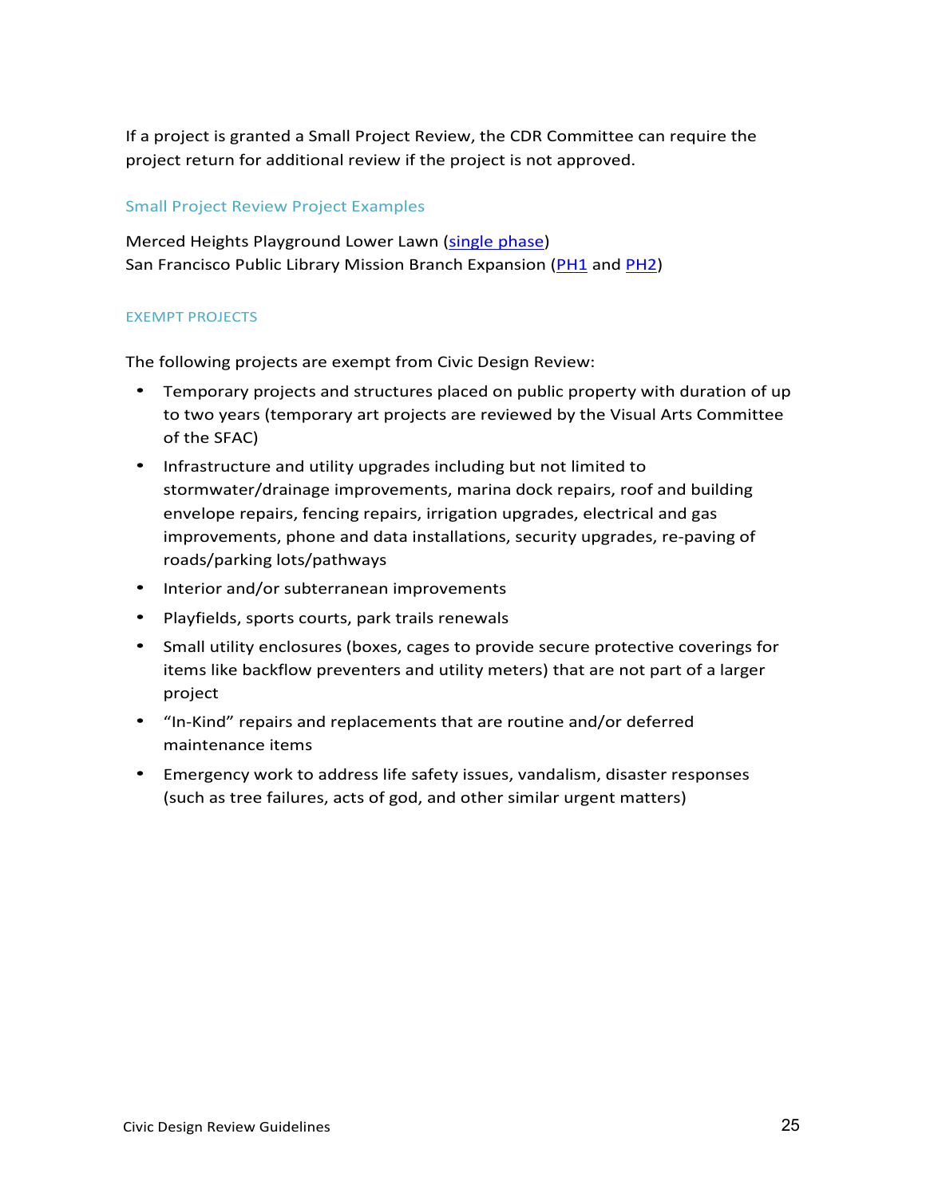If a project is granted a Small Project Review, the CDR Committee can require the project return for additional review if the project is not approved.

### Small Project Review Project Examples

Merced Heights Playground Lower Lawn (single phase)
San Francisco Public Library Mission Branch Expansion (PH1 and PH2)

## EXEMPT PROJECTS

The following projects are exempt from Civic Design Review:

- Temporary projects and structures placed on public property with duration of up to two years (temporary art projects are reviewed by the Visual Arts Committee of the SFAC)
- Infrastructure and utility upgrades including but not limited to stormwater/drainage improvements, marina dock repairs, roof and building envelope repairs, fencing repairs, irrigation upgrades, electrical and gas improvements, phone and data installations, security upgrades, re-paving of roads/parking lots/pathways
- Interior and/or subterranean improvements
- Playfields, sports courts, park trails renewals
- Small utility enclosures (boxes, cages to provide secure protective coverings for items like backflow preventers and utility meters) that are not part of a larger project
- “In-Kind” repairs and replacements that are routine and/or deferred maintenance items
- Emergency work to address life safety issues, vandalism, disaster responses (such as tree failures, acts of god, and other similar urgent matters)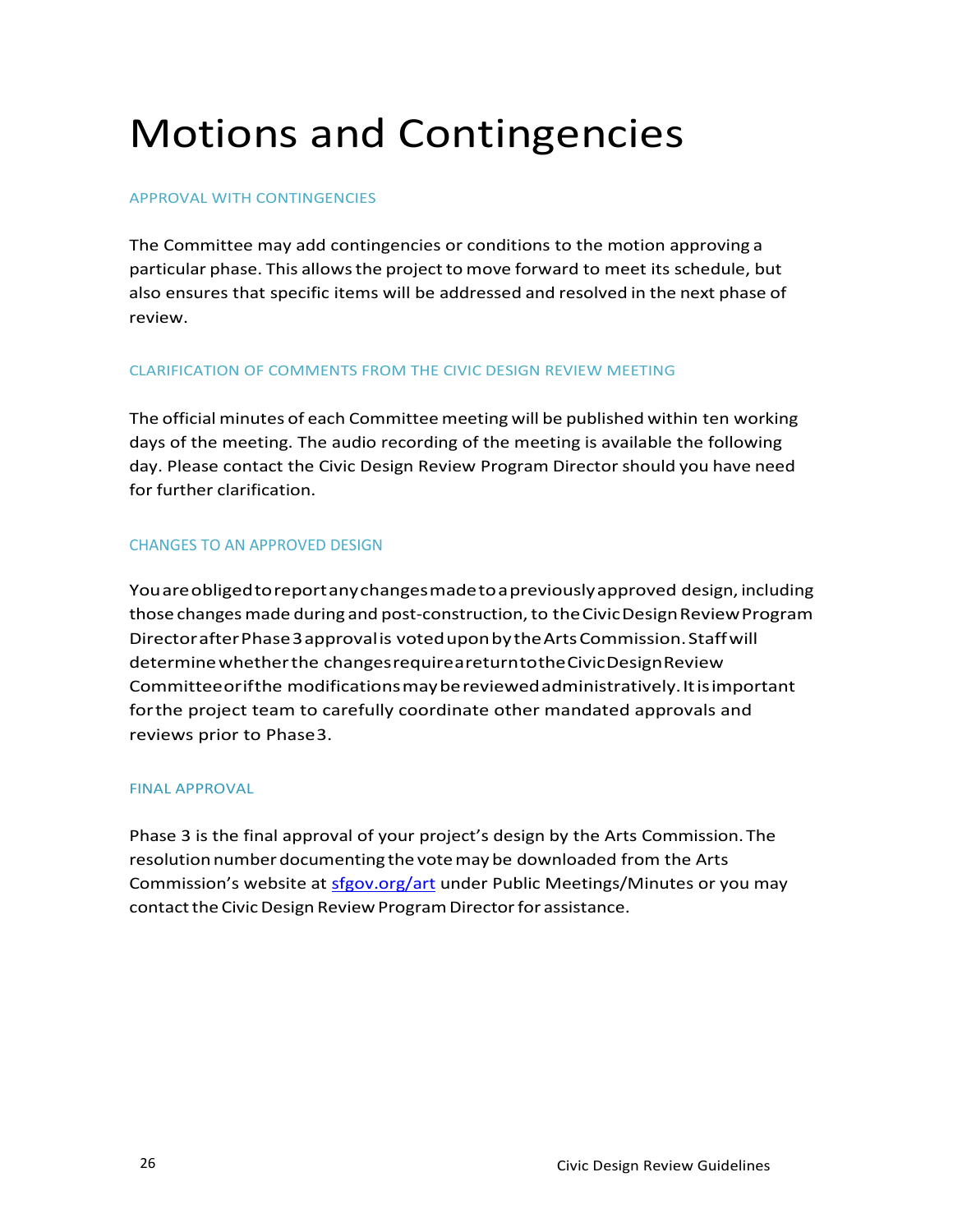# Motions and Contingencies

## APPROVAL WITH CONTINGENCIES

The Committee may add contingencies or conditions to the motion approving a particular phase. This allows the project to move forward to meet its schedule, but also ensures that specific items will be addressed and resolved in the next phase of review.

## CLARIFICATION OF COMMENTS FROM THE CIVIC DESIGN REVIEW MEETING

The official minutes of each Committee meeting will be published within ten working days of the meeting. The audio recording of the meeting is available the following day. Please contact the Civic Design Review Program Director should you have need for further clarification.

## CHANGES TO AN APPROVED DESIGN

You are obliged to report any changes made to a previously approved design, including those changes made during and post-construction, to the Civic Design Review Program Director after Phase 3 approval is voted upon by the Arts Commission. Staff will determine whether the changes require a return to the Civic Design Review Committee or if the modifications may be reviewed administratively. It is important for the project team to carefully coordinate other mandated approvals and reviews prior to Phase 3.

## FINAL APPROVAL

Phase 3 is the final approval of your project's design by the Arts Commission. The resolution number documenting the vote may be downloaded from the Arts Commission's website at [sfgov.org/art](sfgov.org/art) under Public Meetings/Minutes or you may contact the Civic Design Review Program Director for assistance.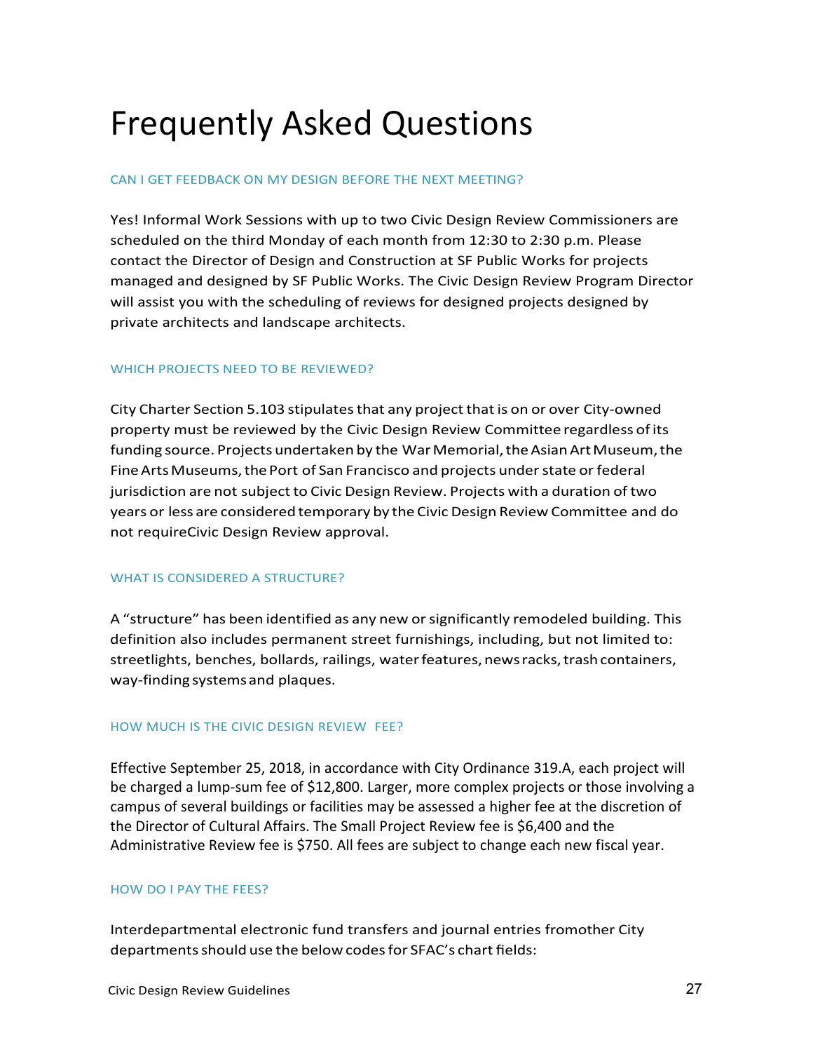# Frequently Asked Questions

### CAN I GET FEEDBACK ON MY DESIGN BEFORE THE NEXT MEETING?

Yes! Informal Work Sessions with up to two Civic Design Review Commissioners are scheduled on the third Monday of each month from 12:30 to 2:30 p.m. Please contact the Director of Design and Construction at SF Public Works for projects managed and designed by SF Public Works. The Civic Design Review Program Director will assist you with the scheduling of reviews for designed projects designed by private architects and landscape architects.

### WHICH PROJECTS NEED TO BE REVIEWED?

City Charter Section 5.103 stipulates that any project that is on or over City-owned property must be reviewed by the Civic Design Review Committee regardless of its funding source. Projects undertaken by the War Memorial, the Asian Art Museum, the Fine Arts Museums, the Port of San Francisco and projects under state or federal jurisdiction are not subject to Civic Design Review. Projects with a duration of two years or less are considered temporary by the Civic Design Review Committee and do not requireCivic Design Review approval.

### WHAT IS CONSIDERED A STRUCTURE?

A "structure" has been identified as any new or significantly remodeled building. This definition also includes permanent street furnishings, including, but not limited to: streetlights, benches, bollards, railings, water features, news racks, trash containers, way-finding systems and plaques.

### HOW MUCH IS THE CIVIC DESIGN REVIEW FEE?

Effective September 25, 2018, in accordance with City Ordinance 319.A, each project will be charged a lump-sum fee of $12,800. Larger, more complex projects or those involving a campus of several buildings or facilities may be assessed a higher fee at the discretion of the Director of Cultural Affairs. The Small Project Review fee is $6,400 and the Administrative Review fee is $750. All fees are subject to change each new fiscal year.

### HOW DO I PAY THE FEES?

Interdepartmental electronic fund transfers and journal entries fromother City departments should use the below codes for SFAC's chart fields: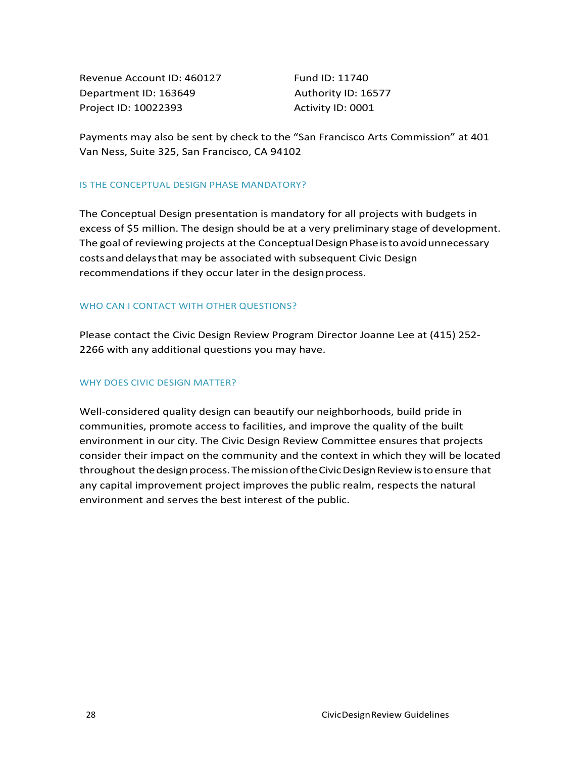Revenue Account ID: 460127
Department ID: 163649
Project ID: 10022393

Fund ID: 11740
Authority ID: 16577
Activity ID: 0001

Payments may also be sent by check to the "San Francisco Arts Commission" at 401 Van Ness, Suite 325, San Francisco, CA 94102

### IS THE CONCEPTUAL DESIGN PHASE MANDATORY?

The Conceptual Design presentation is mandatory for all projects with budgets in excess of $5 million. The design should be at a very preliminary stage of development. The goal of reviewing projects at the Conceptual Design Phase is to avoid unnecessary costs and delays that may be associated with subsequent Civic Design recommendations if they occur later in the design process.

### WHO CAN I CONTACT WITH OTHER QUESTIONS?

Please contact the Civic Design Review Program Director Joanne Lee at (415) 252-2266 with any additional questions you may have.

### WHY DOES CIVIC DESIGN MATTER?

Well-considered quality design can beautify our neighborhoods, build pride in communities, promote access to facilities, and improve the quality of the built environment in our city. The Civic Design Review Committee ensures that projects consider their impact on the community and the context in which they will be located throughout the design process. The mission of the Civic Design Review is to ensure that any capital improvement project improves the public realm, respects the natural environment and serves the best interest of the public.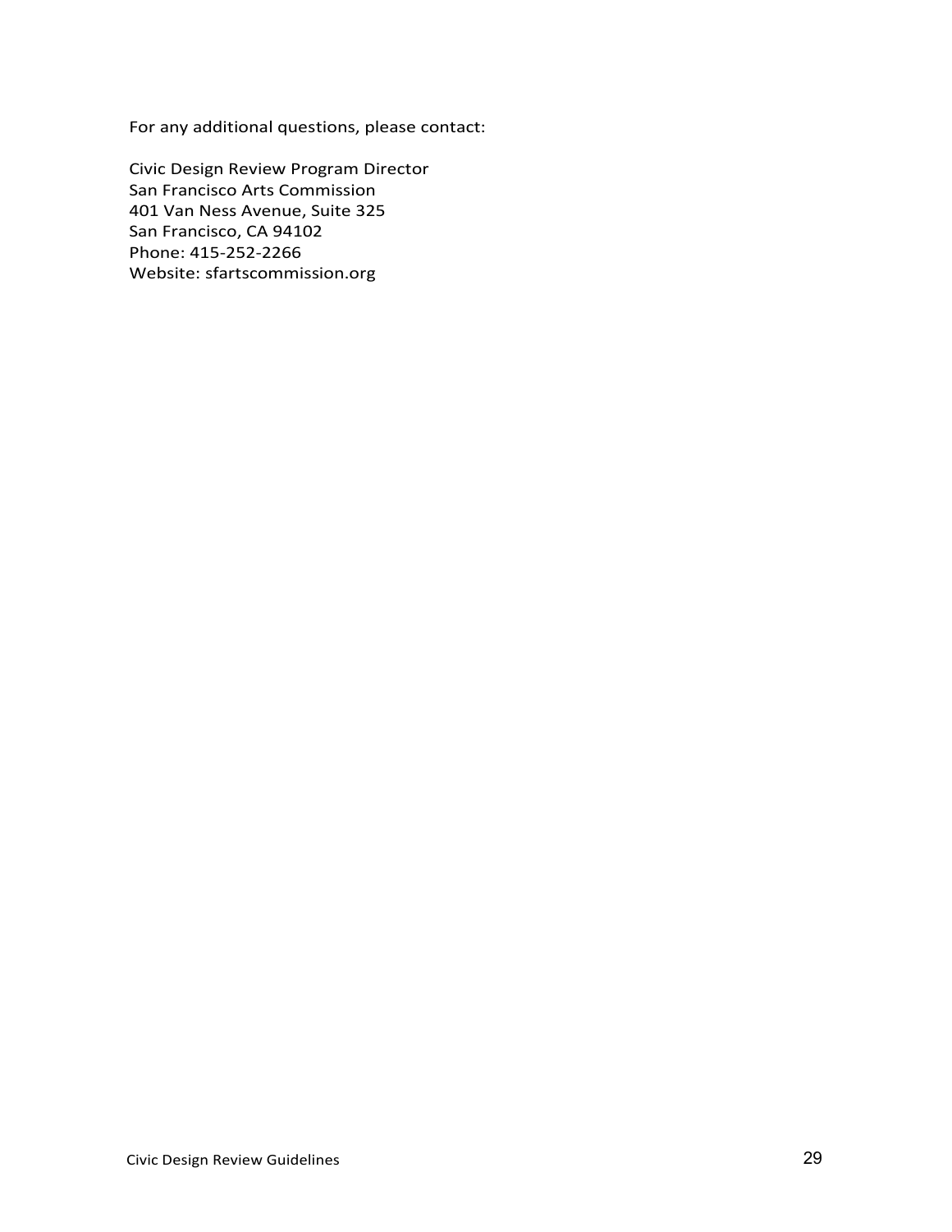For any additional questions, please contact:

Civic Design Review Program Director
San Francisco Arts Commission
401 Van Ness Avenue, Suite 325
San Francisco, CA 94102
Phone: 415-252-2266
Website: sfartscommission.org